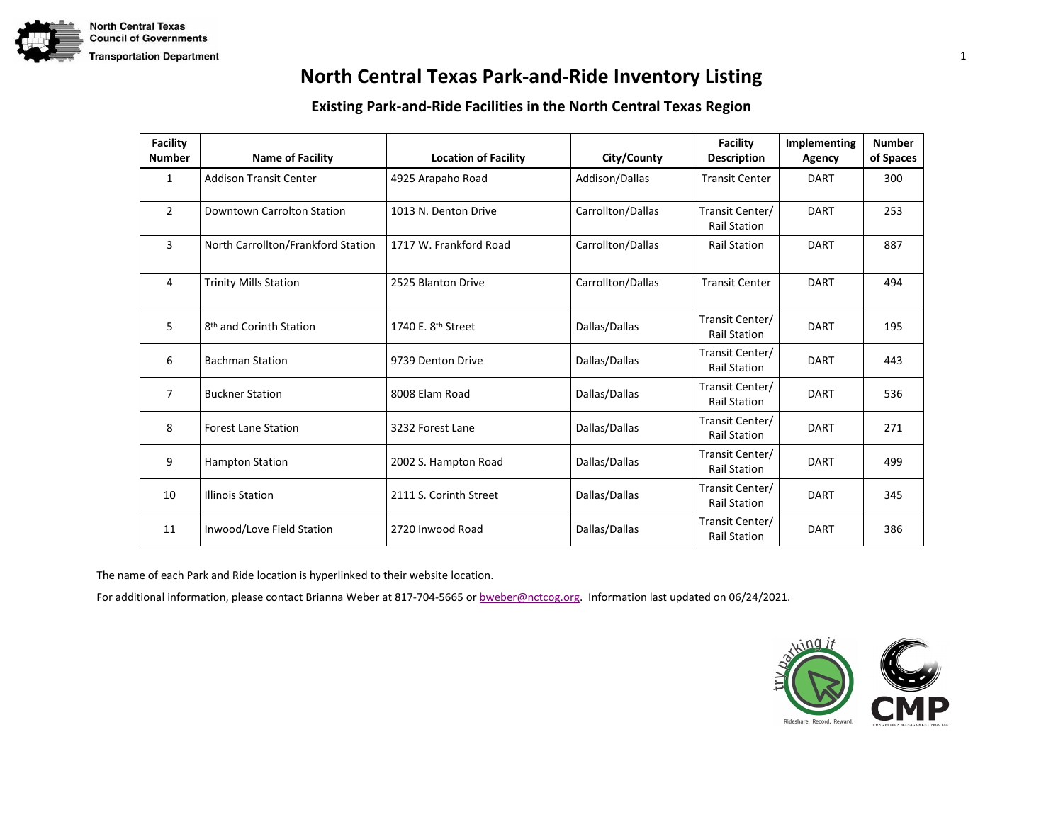North Central Texas Council of Governments
Transportation Department

# North Central Texas Park-and-Ride Inventory Listing

## Existing Park-and-Ride Facilities in the North Central Texas Region

| Facility Number | Name of Facility | Location of Facility | City/County | Facility Description | Implementing Agency | Number of Spaces |
|---|---|---|---|---|---|---|
| 1 | Addison Transit Center | 4925 Arapaho Road | Addison/Dallas | Transit Center | DART | 300 |
| 2 | Downtown Carrolton Station | 1013 N. Denton Drive | Carrollton/Dallas | Transit Center/ Rail Station | DART | 253 |
| 3 | North Carrollton/Frankford Station | 1717 W. Frankford Road | Carrollton/Dallas | Rail Station | DART | 887 |
| 4 | Trinity Mills Station | 2525 Blanton Drive | Carrollton/Dallas | Transit Center | DART | 494 |
| 5 | 8th and Corinth Station | 1740 E. 8th Street | Dallas/Dallas | Transit Center/ Rail Station | DART | 195 |
| 6 | Bachman Station | 9739 Denton Drive | Dallas/Dallas | Transit Center/ Rail Station | DART | 443 |
| 7 | Buckner Station | 8008 Elam Road | Dallas/Dallas | Transit Center/ Rail Station | DART | 536 |
| 8 | Forest Lane Station | 3232 Forest Lane | Dallas/Dallas | Transit Center/ Rail Station | DART | 271 |
| 9 | Hampton Station | 2002 S. Hampton Road | Dallas/Dallas | Transit Center/ Rail Station | DART | 499 |
| 10 | Illinois Station | 2111 S. Corinth Street | Dallas/Dallas | Transit Center/ Rail Station | DART | 345 |
| 11 | Inwood/Love Field Station | 2720 Inwood Road | Dallas/Dallas | Transit Center/ Rail Station | DART | 386 |

The name of each Park and Ride location is hyperlinked to their website location.

For additional information, please contact Brianna Weber at 817-704-5665 or bweber@nctcog.org. Information last updated on 06/24/2021.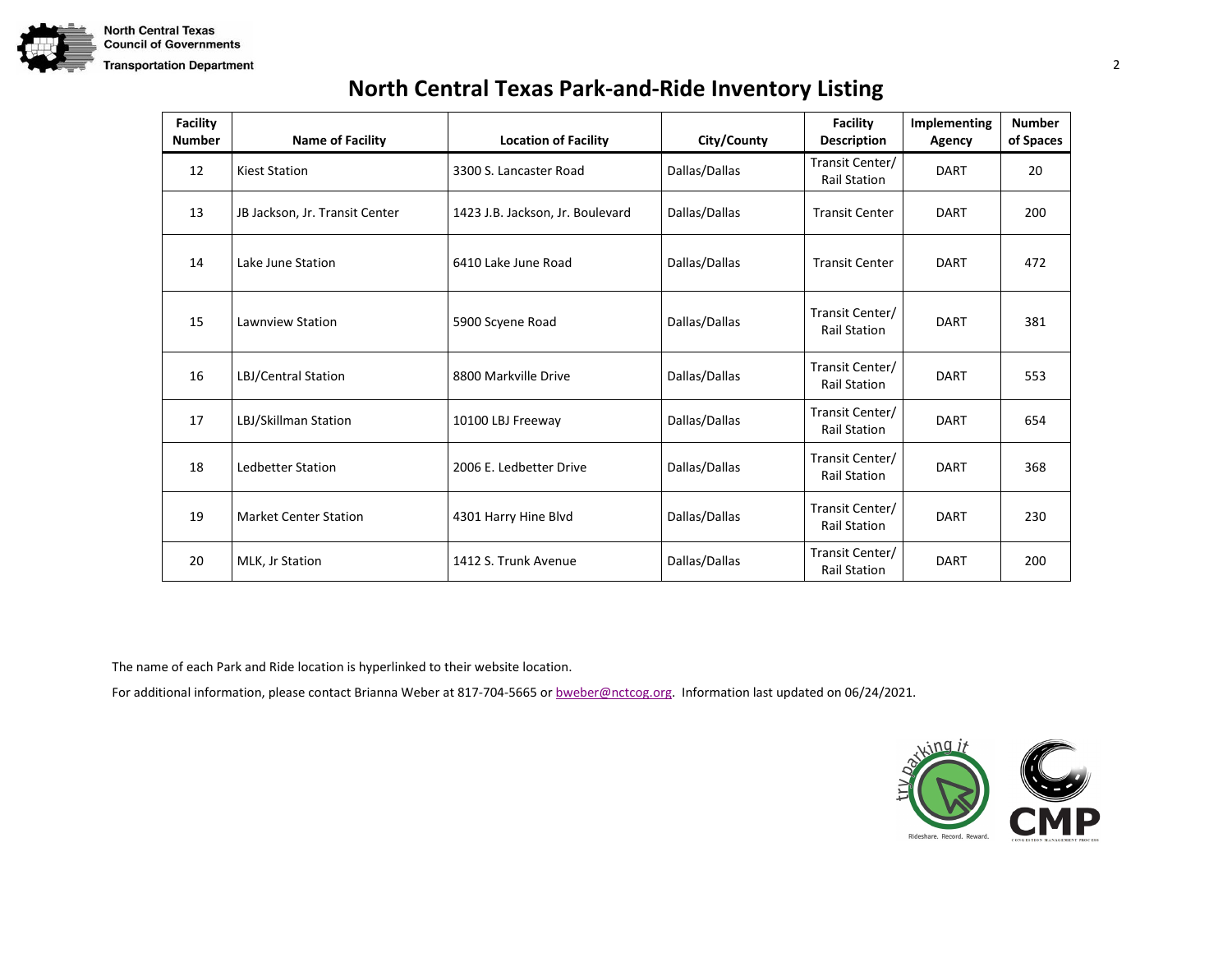# North Central Texas Park-and-Ride Inventory Listing

| Facility Number | Name of Facility | Location of Facility | City/County | Facility Description | Implementing Agency | Number of Spaces |
|---|---|---|---|---|---|---|
| 12 | Kiest Station | 3300 S. Lancaster Road | Dallas/Dallas | Transit Center/ Rail Station | DART | 20 |
| 13 | JB Jackson, Jr. Transit Center | 1423 J.B. Jackson, Jr. Boulevard | Dallas/Dallas | Transit Center | DART | 200 |
| 14 | Lake June Station | 6410 Lake June Road | Dallas/Dallas | Transit Center | DART | 472 |
| 15 | Lawnview Station | 5900 Scyene Road | Dallas/Dallas | Transit Center/ Rail Station | DART | 381 |
| 16 | LBJ/Central Station | 8800 Markville Drive | Dallas/Dallas | Transit Center/ Rail Station | DART | 553 |
| 17 | LBJ/Skillman Station | 10100 LBJ Freeway | Dallas/Dallas | Transit Center/ Rail Station | DART | 654 |
| 18 | Ledbetter Station | 2006 E. Ledbetter Drive | Dallas/Dallas | Transit Center/ Rail Station | DART | 368 |
| 19 | Market Center Station | 4301 Harry Hine Blvd | Dallas/Dallas | Transit Center/ Rail Station | DART | 230 |
| 20 | MLK, Jr Station | 1412 S. Trunk Avenue | Dallas/Dallas | Transit Center/ Rail Station | DART | 200 |

The name of each Park and Ride location is hyperlinked to their website location.

For additional information, please contact Brianna Weber at 817-704-5665 or bweber@nctcog.org. Information last updated on 06/24/2021.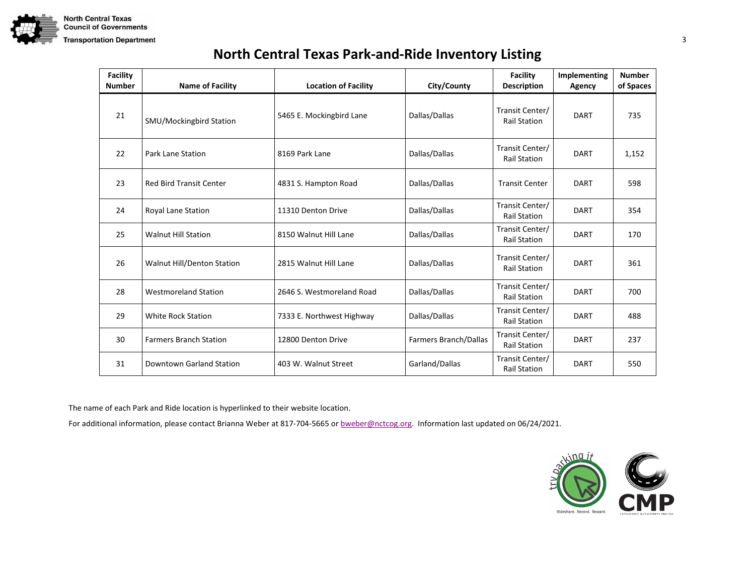# North Central Texas Park-and-Ride Inventory Listing

| Facility Number | Name of Facility | Location of Facility | City/County | Facility Description | Implementing Agency | Number of Spaces |
|---|---|---|---|---|---|---|
| 21 | SMU/Mockingbird Station | 5465 E. Mockingbird Lane | Dallas/Dallas | Transit Center/ Rail Station | DART | 735 |
| 22 | Park Lane Station | 8169 Park Lane | Dallas/Dallas | Transit Center/ Rail Station | DART | 1,152 |
| 23 | Red Bird Transit Center | 4831 S. Hampton Road | Dallas/Dallas | Transit Center | DART | 598 |
| 24 | Royal Lane Station | 11310 Denton Drive | Dallas/Dallas | Transit Center/ Rail Station | DART | 354 |
| 25 | Walnut Hill Station | 8150 Walnut Hill Lane | Dallas/Dallas | Transit Center/ Rail Station | DART | 170 |
| 26 | Walnut Hill/Denton Station | 2815 Walnut Hill Lane | Dallas/Dallas | Transit Center/ Rail Station | DART | 361 |
| 28 | Westmoreland Station | 2646 S. Westmoreland Road | Dallas/Dallas | Transit Center/ Rail Station | DART | 700 |
| 29 | White Rock Station | 7333 E. Northwest Highway | Dallas/Dallas | Transit Center/ Rail Station | DART | 488 |
| 30 | Farmers Branch Station | 12800 Denton Drive | Farmers Branch/Dallas | Transit Center/ Rail Station | DART | 237 |
| 31 | Downtown Garland Station | 403 W. Walnut Street | Garland/Dallas | Transit Center/ Rail Station | DART | 550 |

The name of each Park and Ride location is hyperlinked to their website location.

For additional information, please contact Brianna Weber at 817-704-5665 or bweber@nctcog.org. Information last updated on 06/24/2021.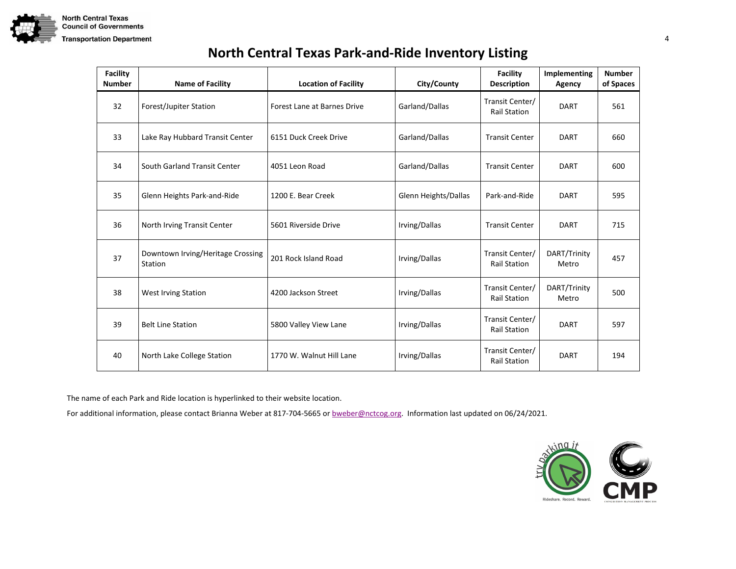# North Central Texas Park-and-Ride Inventory Listing

| Facility Number | Name of Facility | Location of Facility | City/County | Facility Description | Implementing Agency | Number of Spaces |
|---|---|---|---|---|---|---|
| 32 | Forest/Jupiter Station | Forest Lane at Barnes Drive | Garland/Dallas | Transit Center/ Rail Station | DART | 561 |
| 33 | Lake Ray Hubbard Transit Center | 6151 Duck Creek Drive | Garland/Dallas | Transit Center | DART | 660 |
| 34 | South Garland Transit Center | 4051 Leon Road | Garland/Dallas | Transit Center | DART | 600 |
| 35 | Glenn Heights Park-and-Ride | 1200 E. Bear Creek | Glenn Heights/Dallas | Park-and-Ride | DART | 595 |
| 36 | North Irving Transit Center | 5601 Riverside Drive | Irving/Dallas | Transit Center | DART | 715 |
| 37 | Downtown Irving/Heritage Crossing Station | 201 Rock Island Road | Irving/Dallas | Transit Center/ Rail Station | DART/Trinity Metro | 457 |
| 38 | West Irving Station | 4200 Jackson Street | Irving/Dallas | Transit Center/ Rail Station | DART/Trinity Metro | 500 |
| 39 | Belt Line Station | 5800 Valley View Lane | Irving/Dallas | Transit Center/ Rail Station | DART | 597 |
| 40 | North Lake College Station | 1770 W. Walnut Hill Lane | Irving/Dallas | Transit Center/ Rail Station | DART | 194 |

The name of each Park and Ride location is hyperlinked to their website location.

For additional information, please contact Brianna Weber at 817-704-5665 or bweber@nctcog.org. Information last updated on 06/24/2021.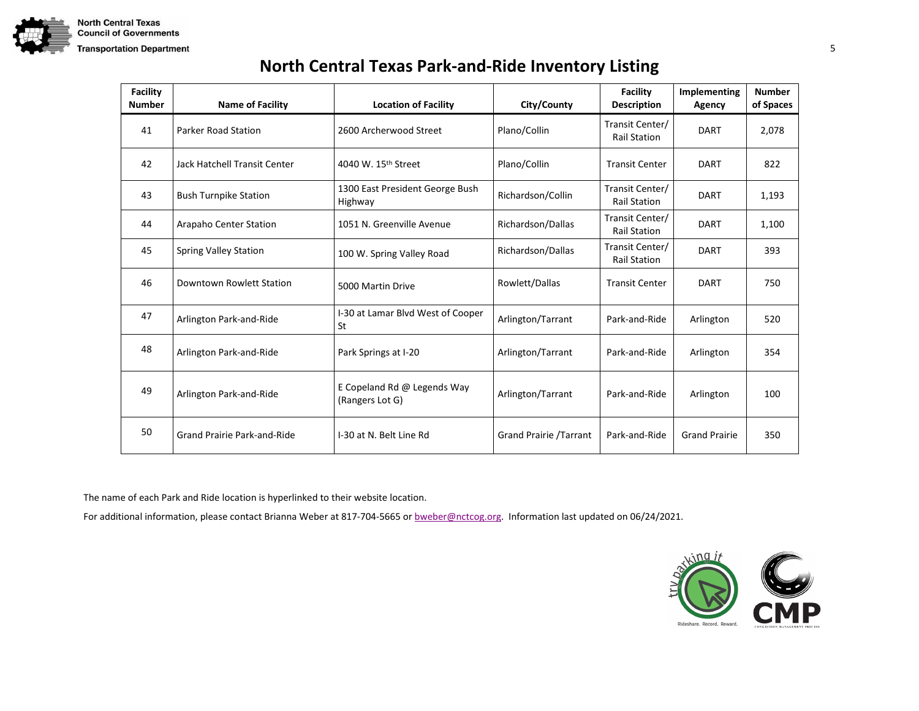# North Central Texas Park-and-Ride Inventory Listing

| Facility Number | Name of Facility | Location of Facility | City/County | Facility Description | Implementing Agency | Number of Spaces |
|---|---|---|---|---|---|---|
| 41 | Parker Road Station | 2600 Archerwood Street | Plano/Collin | Transit Center/ Rail Station | DART | 2,078 |
| 42 | Jack Hatchell Transit Center | 4040 W. 15th Street | Plano/Collin | Transit Center | DART | 822 |
| 43 | Bush Turnpike Station | 1300 East President George Bush Highway | Richardson/Collin | Transit Center/ Rail Station | DART | 1,193 |
| 44 | Arapaho Center Station | 1051 N. Greenville Avenue | Richardson/Dallas | Transit Center/ Rail Station | DART | 1,100 |
| 45 | Spring Valley Station | 100 W. Spring Valley Road | Richardson/Dallas | Transit Center/ Rail Station | DART | 393 |
| 46 | Downtown Rowlett Station | 5000 Martin Drive | Rowlett/Dallas | Transit Center | DART | 750 |
| 47 | Arlington Park-and-Ride | I-30 at Lamar Blvd West of Cooper St | Arlington/Tarrant | Park-and-Ride | Arlington | 520 |
| 48 | Arlington Park-and-Ride | Park Springs at I-20 | Arlington/Tarrant | Park-and-Ride | Arlington | 354 |
| 49 | Arlington Park-and-Ride | E Copeland Rd @ Legends Way (Rangers Lot G) | Arlington/Tarrant | Park-and-Ride | Arlington | 100 |
| 50 | Grand Prairie Park-and-Ride | I-30 at N. Belt Line Rd | Grand Prairie /Tarrant | Park-and-Ride | Grand Prairie | 350 |

The name of each Park and Ride location is hyperlinked to their website location.

For additional information, please contact Brianna Weber at 817-704-5665 or bweber@nctcog.org. Information last updated on 06/24/2021.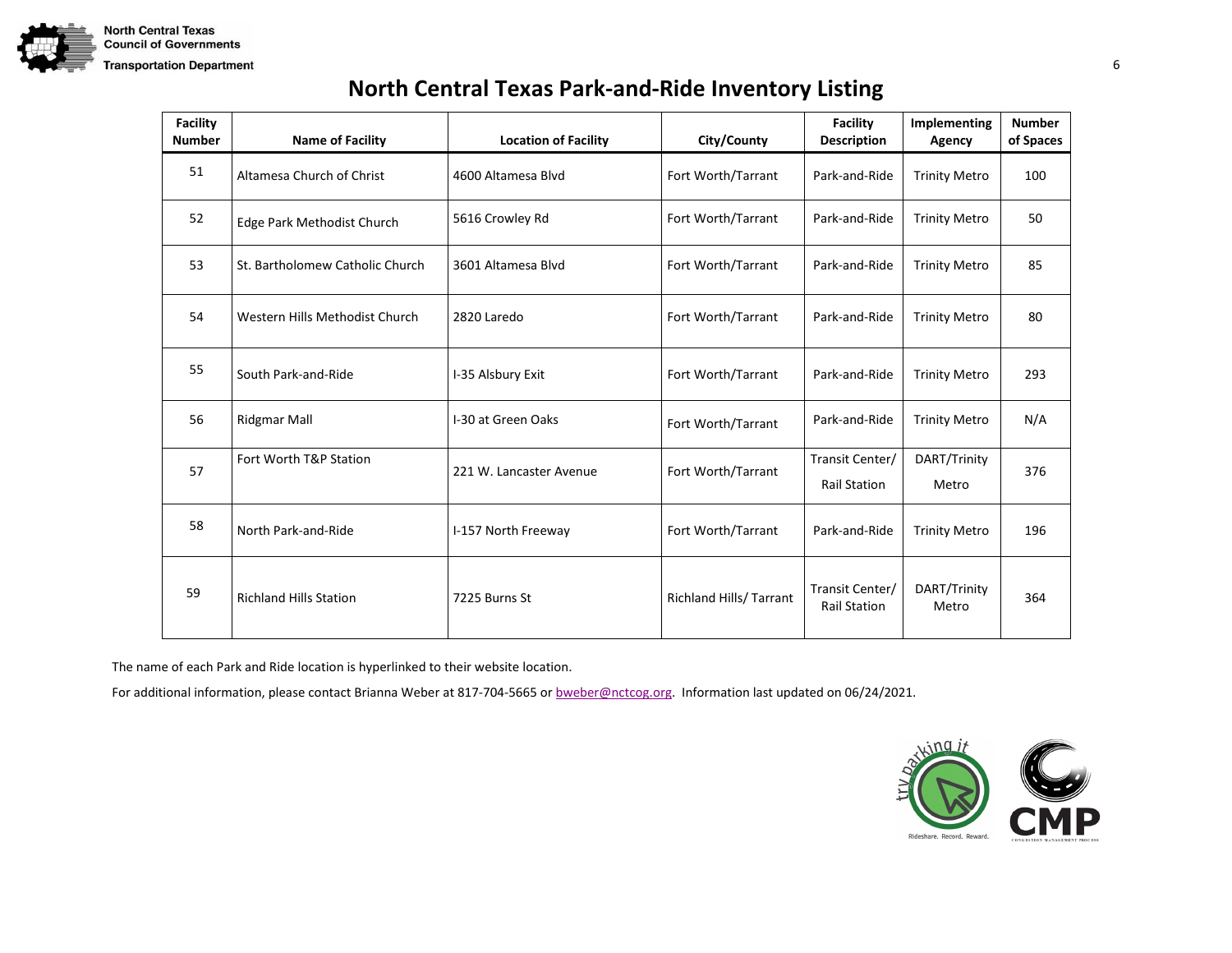# North Central Texas Park-and-Ride Inventory Listing

| Facility Number | Name of Facility | Location of Facility | City/County | Facility Description | Implementing Agency | Number of Spaces |
|---|---|---|---|---|---|---|
| 51 | Altamesa Church of Christ | 4600 Altamesa Blvd | Fort Worth/Tarrant | Park-and-Ride | Trinity Metro | 100 |
| 52 | Edge Park Methodist Church | 5616 Crowley Rd | Fort Worth/Tarrant | Park-and-Ride | Trinity Metro | 50 |
| 53 | St. Bartholomew Catholic Church | 3601 Altamesa Blvd | Fort Worth/Tarrant | Park-and-Ride | Trinity Metro | 85 |
| 54 | Western Hills Methodist Church | 2820 Laredo | Fort Worth/Tarrant | Park-and-Ride | Trinity Metro | 80 |
| 55 | South Park-and-Ride | I-35 Alsbury Exit | Fort Worth/Tarrant | Park-and-Ride | Trinity Metro | 293 |
| 56 | Ridgmar Mall | I-30 at Green Oaks | Fort Worth/Tarrant | Park-and-Ride | Trinity Metro | N/A |
| 57 | Fort Worth T&P Station | 221 W. Lancaster Avenue | Fort Worth/Tarrant | Transit Center/ Rail Station | DART/Trinity Metro | 376 |
| 58 | North Park-and-Ride | I-157 North Freeway | Fort Worth/Tarrant | Park-and-Ride | Trinity Metro | 196 |
| 59 | Richland Hills Station | 7225 Burns St | Richland Hills/ Tarrant | Transit Center/ Rail Station | DART/Trinity Metro | 364 |

The name of each Park and Ride location is hyperlinked to their website location.

For additional information, please contact Brianna Weber at 817-704-5665 or bweber@nctcog.org. Information last updated on 06/24/2021.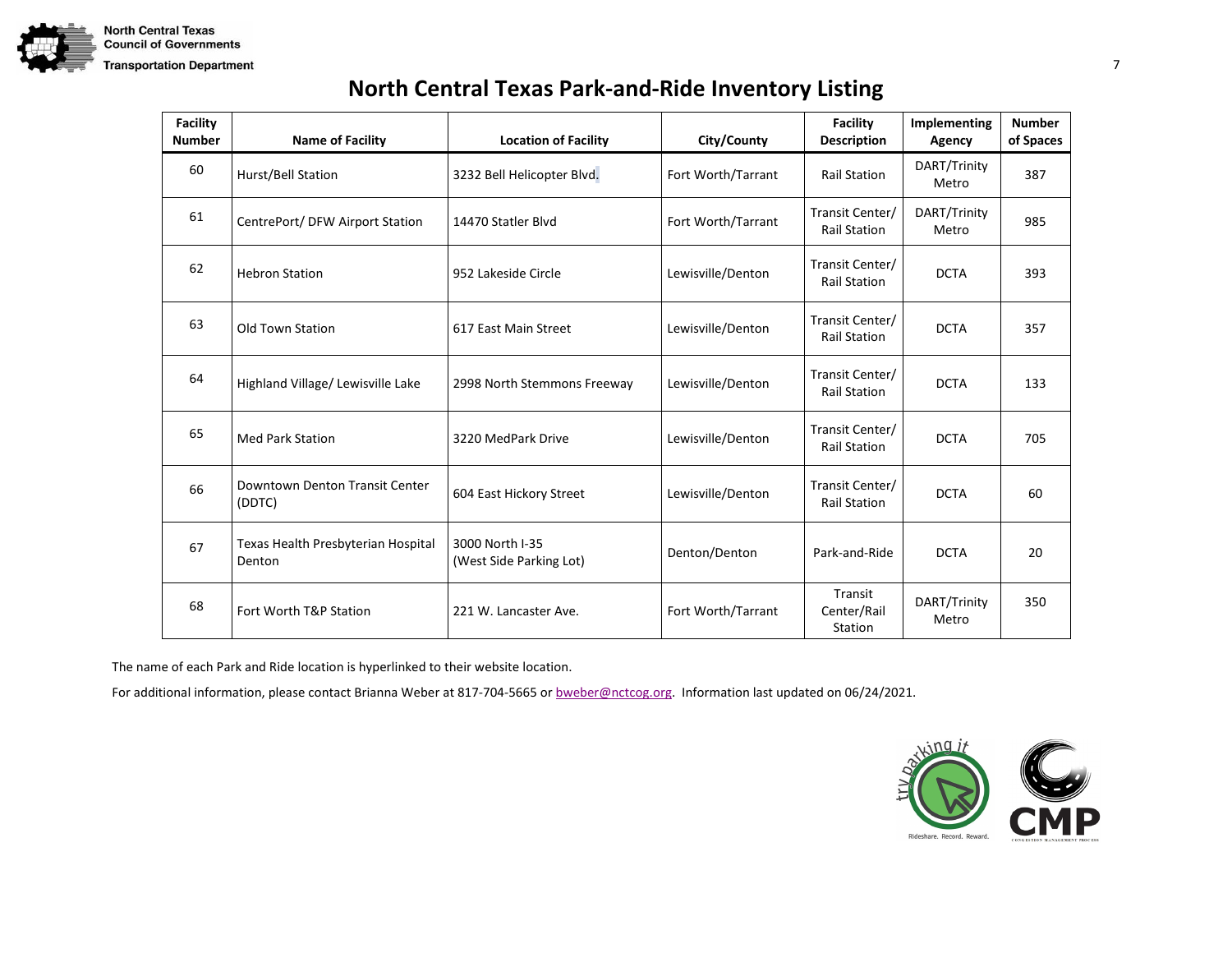# North Central Texas Park-and-Ride Inventory Listing

| Facility Number | Name of Facility | Location of Facility | City/County | Facility Description | Implementing Agency | Number of Spaces |
|---|---|---|---|---|---|---|
| 60 | Hurst/Bell Station | 3232 Bell Helicopter Blvd. | Fort Worth/Tarrant | Rail Station | DART/Trinity Metro | 387 |
| 61 | CentrePort/ DFW Airport Station | 14470 Statler Blvd | Fort Worth/Tarrant | Transit Center/ Rail Station | DART/Trinity Metro | 985 |
| 62 | Hebron Station | 952 Lakeside Circle | Lewisville/Denton | Transit Center/ Rail Station | DCTA | 393 |
| 63 | Old Town Station | 617 East Main Street | Lewisville/Denton | Transit Center/ Rail Station | DCTA | 357 |
| 64 | Highland Village/ Lewisville Lake | 2998 North Stemmons Freeway | Lewisville/Denton | Transit Center/ Rail Station | DCTA | 133 |
| 65 | Med Park Station | 3220 MedPark Drive | Lewisville/Denton | Transit Center/ Rail Station | DCTA | 705 |
| 66 | Downtown Denton Transit Center (DDTC) | 604 East Hickory Street | Lewisville/Denton | Transit Center/ Rail Station | DCTA | 60 |
| 67 | Texas Health Presbyterian Hospital Denton | 3000 North I-35 (West Side Parking Lot) | Denton/Denton | Park-and-Ride | DCTA | 20 |
| 68 | Fort Worth T&P Station | 221 W. Lancaster Ave. | Fort Worth/Tarrant | Transit Center/Rail Station | DART/Trinity Metro | 350 |

The name of each Park and Ride location is hyperlinked to their website location.

For additional information, please contact Brianna Weber at 817-704-5665 or bweber@nctcog.org. Information last updated on 06/24/2021.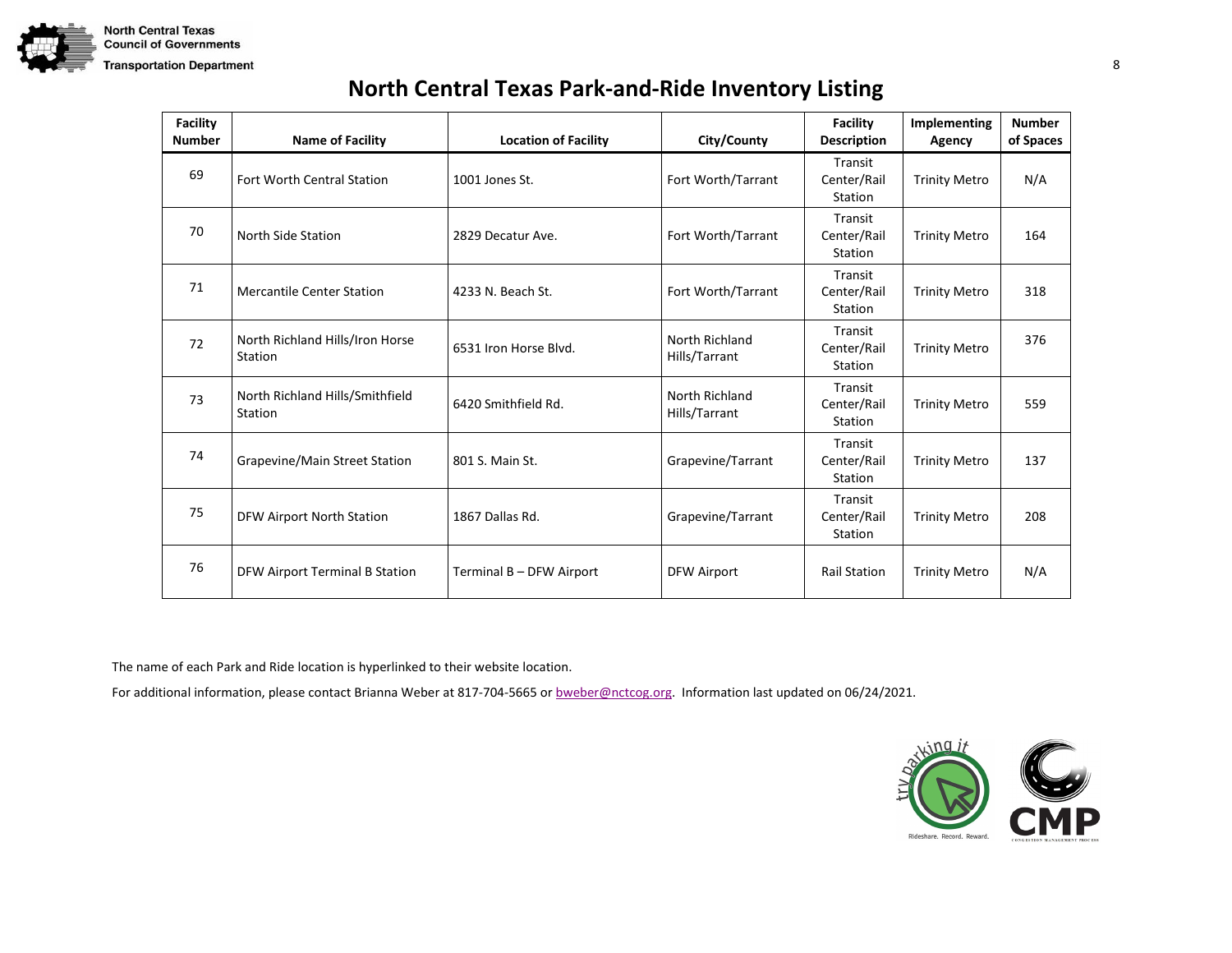# North Central Texas Park-and-Ride Inventory Listing

| Facility Number | Name of Facility | Location of Facility | City/County | Facility Description | Implementing Agency | Number of Spaces |
|---|---|---|---|---|---|---|
| 69 | Fort Worth Central Station | 1001 Jones St. | Fort Worth/Tarrant | Transit Center/Rail Station | Trinity Metro | N/A |
| 70 | North Side Station | 2829 Decatur Ave. | Fort Worth/Tarrant | Transit Center/Rail Station | Trinity Metro | 164 |
| 71 | Mercantile Center Station | 4233 N. Beach St. | Fort Worth/Tarrant | Transit Center/Rail Station | Trinity Metro | 318 |
| 72 | North Richland Hills/Iron Horse Station | 6531 Iron Horse Blvd. | North Richland Hills/Tarrant | Transit Center/Rail Station | Trinity Metro | 376 |
| 73 | North Richland Hills/Smithfield Station | 6420 Smithfield Rd. | North Richland Hills/Tarrant | Transit Center/Rail Station | Trinity Metro | 559 |
| 74 | Grapevine/Main Street Station | 801 S. Main St. | Grapevine/Tarrant | Transit Center/Rail Station | Trinity Metro | 137 |
| 75 | DFW Airport North Station | 1867 Dallas Rd. | Grapevine/Tarrant | Transit Center/Rail Station | Trinity Metro | 208 |
| 76 | DFW Airport Terminal B Station | Terminal B – DFW Airport | DFW Airport | Rail Station | Trinity Metro | N/A |

The name of each Park and Ride location is hyperlinked to their website location.

For additional information, please contact Brianna Weber at 817-704-5665 or bweber@nctcog.org. Information last updated on 06/24/2021.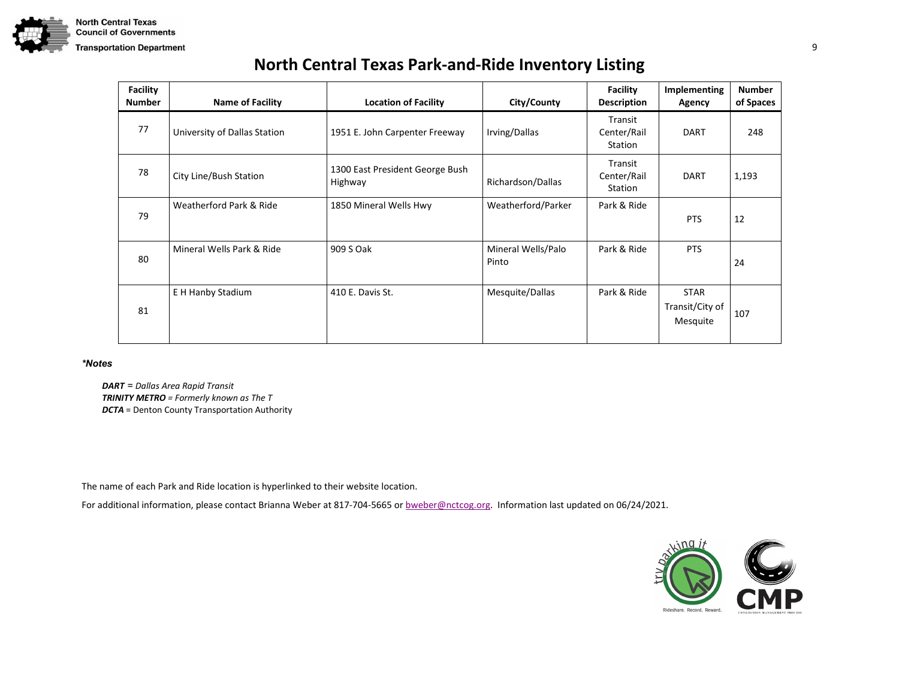# North Central Texas Park-and-Ride Inventory Listing

| Facility Number | Name of Facility | Location of Facility | City/County | Facility Description | Implementing Agency | Number of Spaces |
|---|---|---|---|---|---|---|
| 77 | University of Dallas Station | 1951 E. John Carpenter Freeway | Irving/Dallas | Transit Center/Rail Station | DART | 248 |
| 78 | City Line/Bush Station | 1300 East President George Bush Highway | Richardson/Dallas | Transit Center/Rail Station | DART | 1,193 |
| 79 | Weatherford Park & Ride | 1850 Mineral Wells Hwy | Weatherford/Parker | Park & Ride | PTS | 12 |
| 80 | Mineral Wells Park & Ride | 909 S Oak | Mineral Wells/Palo Pinto | Park & Ride | PTS | 24 |
| 81 | E H Hanby Stadium | 410 E. Davis St. | Mesquite/Dallas | Park & Ride | STAR Transit/City of Mesquite | 107 |

***Notes***

***DART** = Dallas Area Rapid Transit*
***TRINITY METRO** = Formerly known as The T*
***DCTA** = Denton County Transportation Authority*

The name of each Park and Ride location is hyperlinked to their website location.

For additional information, please contact Brianna Weber at 817-704-5665 or bweber@nctcog.org. Information last updated on 06/24/2021.